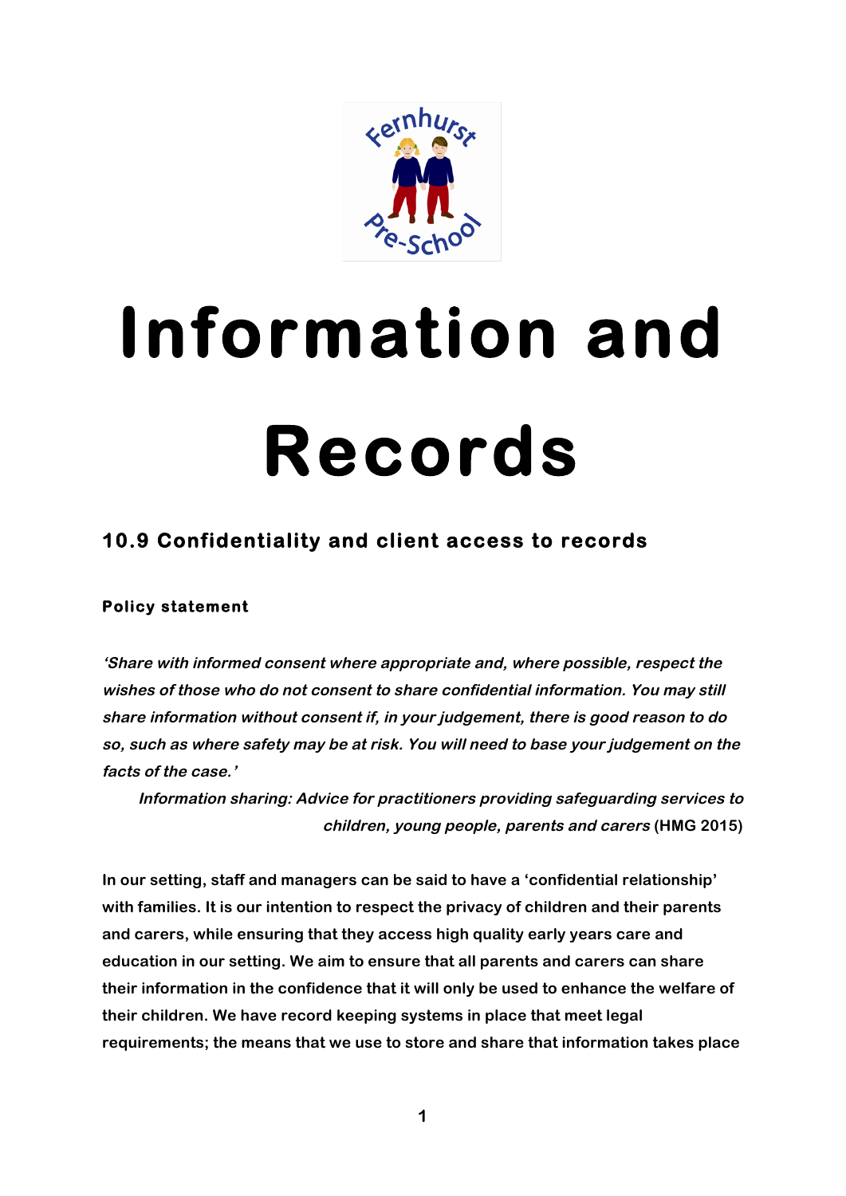# Information and Records

## 10.9 Confidentiality and client access to records

### Policy statement

***'Share with informed consent where appropriate and, where possible, respect the wishes of those who do not consent to share confidential information. You may still share information without consent if, in your judgement, there is good reason to do so, such as where safety may be at risk. You will need to base your judgement on the facts of the case.'***

***Information sharing: Advice for practitioners providing safeguarding services to children, young people, parents and carers*** **(HMG 2015)**

**In our setting, staff and managers can be said to have a 'confidential relationship' with families. It is our intention to respect the privacy of children and their parents and carers, while ensuring that they access high quality early years care and education in our setting. We aim to ensure that all parents and carers can share their information in the confidence that it will only be used to enhance the welfare of their children. We have record keeping systems in place that meet legal requirements; the means that we use to store and share that information takes place**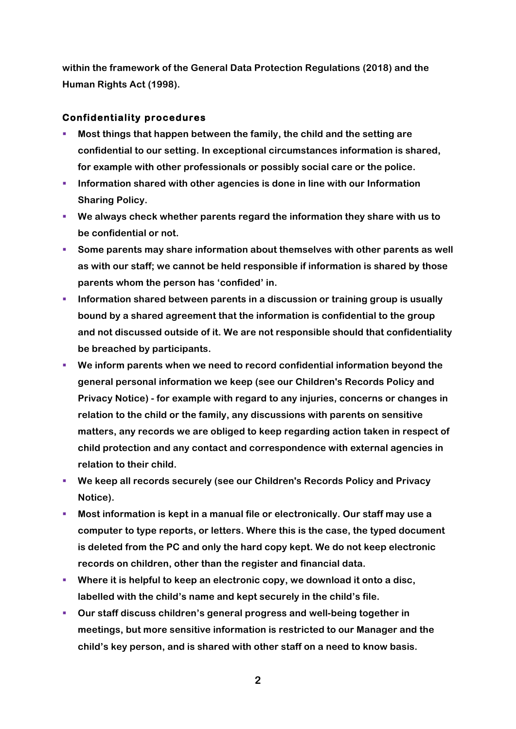**within the framework of the General Data Protection Regulations (2018) and the Human Rights Act (1998).**

### Confidentiality procedures

- **Most things that happen between the family, the child and the setting are confidential to our setting. In exceptional circumstances information is shared, for example with other professionals or possibly social care or the police.**
- **Information shared with other agencies is done in line with our Information Sharing Policy.**
- **We always check whether parents regard the information they share with us to be confidential or not.**
- **Some parents may share information about themselves with other parents as well as with our staff; we cannot be held responsible if information is shared by those parents whom the person has 'confided' in.**
- **Information shared between parents in a discussion or training group is usually bound by a shared agreement that the information is confidential to the group and not discussed outside of it. We are not responsible should that confidentiality be breached by participants.**
- **We inform parents when we need to record confidential information beyond the general personal information we keep (see our Children's Records Policy and Privacy Notice) - for example with regard to any injuries, concerns or changes in relation to the child or the family, any discussions with parents on sensitive matters, any records we are obliged to keep regarding action taken in respect of child protection and any contact and correspondence with external agencies in relation to their child.**
- **We keep all records securely (see our Children's Records Policy and Privacy Notice).**
- **Most information is kept in a manual file or electronically. Our staff may use a computer to type reports, or letters. Where this is the case, the typed document is deleted from the PC and only the hard copy kept. We do not keep electronic records on children, other than the register and financial data.**
- **Where it is helpful to keep an electronic copy, we download it onto a disc, labelled with the child's name and kept securely in the child's file.**
- **Our staff discuss children's general progress and well-being together in meetings, but more sensitive information is restricted to our Manager and the child's key person, and is shared with other staff on a need to know basis.**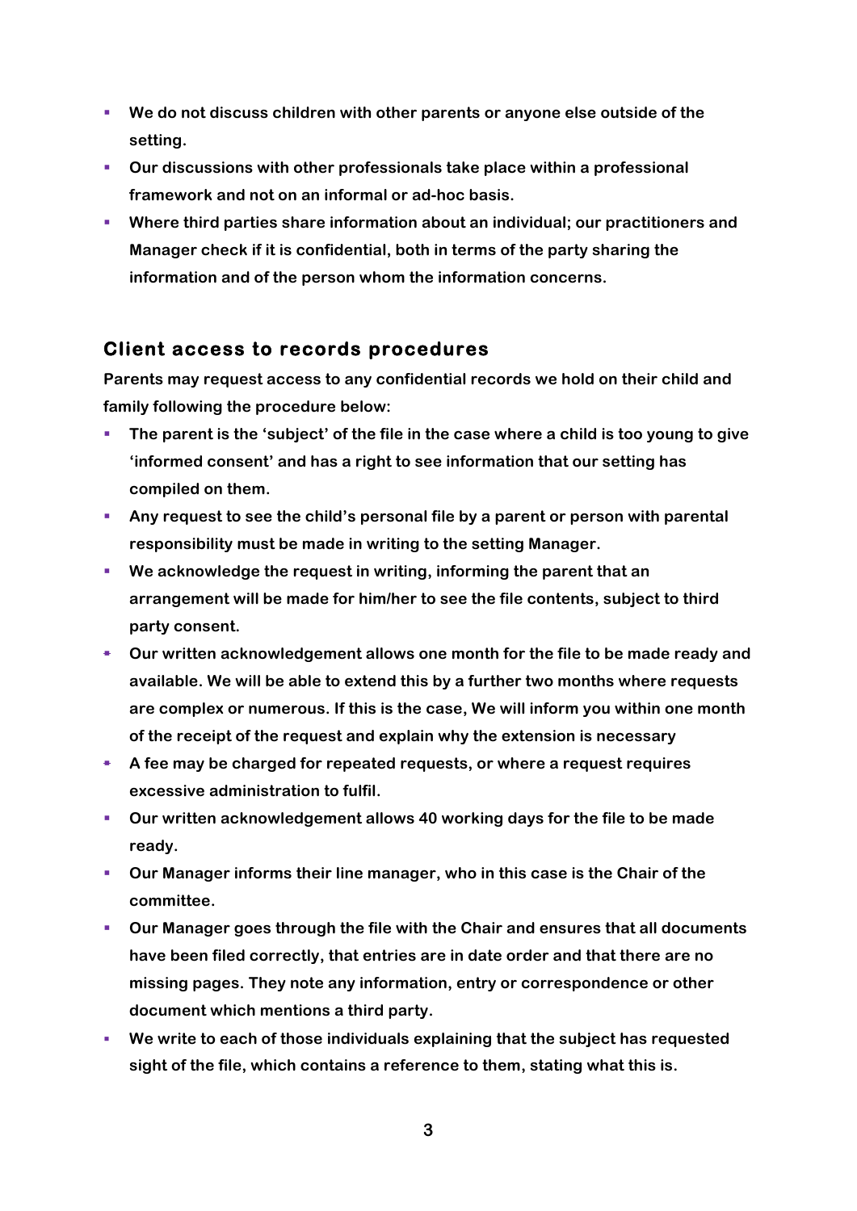- **We do not discuss children with other parents or anyone else outside of the setting.**
- **Our discussions with other professionals take place within a professional framework and not on an informal or ad-hoc basis.**
- **Where third parties share information about an individual; our practitioners and Manager check if it is confidential, both in terms of the party sharing the information and of the person whom the information concerns.**

## Client access to records procedures

**Parents may request access to any confidential records we hold on their child and family following the procedure below:**

- **The parent is the 'subject' of the file in the case where a child is too young to give 'informed consent' and has a right to see information that our setting has compiled on them.**
- **Any request to see the child's personal file by a parent or person with parental responsibility must be made in writing to the setting Manager.**
- **We acknowledge the request in writing, informing the parent that an arrangement will be made for him/her to see the file contents, subject to third party consent.**
- **Our written acknowledgement allows one month for the file to be made ready and available. We will be able to extend this by a further two months where requests are complex or numerous. If this is the case, We will inform you within one month of the receipt of the request and explain why the extension is necessary**
- **A fee may be charged for repeated requests, or where a request requires excessive administration to fulfil.**
- **Our written acknowledgement allows 40 working days for the file to be made ready.**
- **Our Manager informs their line manager, who in this case is the Chair of the committee.**
- **Our Manager goes through the file with the Chair and ensures that all documents have been filed correctly, that entries are in date order and that there are no missing pages. They note any information, entry or correspondence or other document which mentions a third party.**
- **We write to each of those individuals explaining that the subject has requested sight of the file, which contains a reference to them, stating what this is.**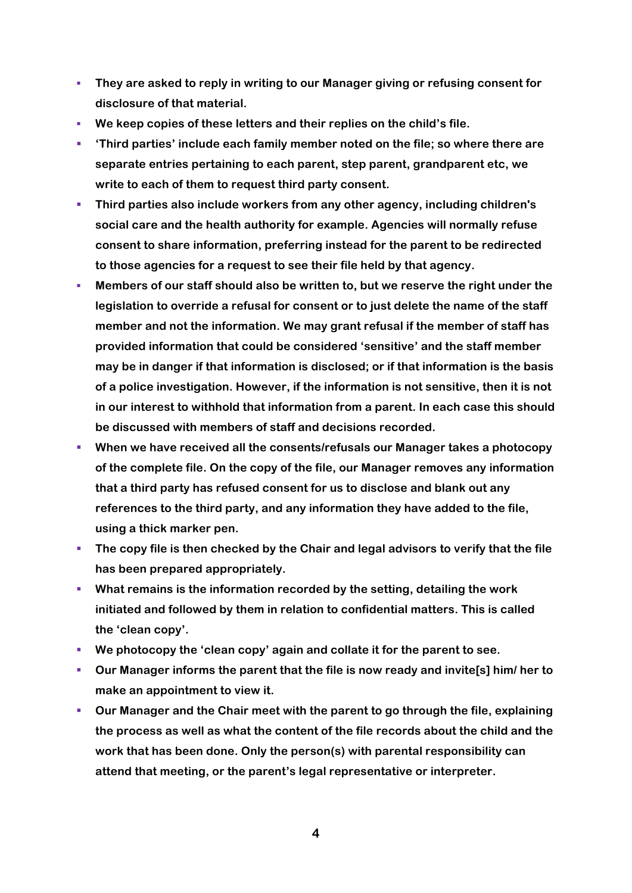- **They are asked to reply in writing to our Manager giving or refusing consent for disclosure of that material.**
- **We keep copies of these letters and their replies on the child's file.**
- **'Third parties' include each family member noted on the file; so where there are separate entries pertaining to each parent, step parent, grandparent etc, we write to each of them to request third party consent.**
- **Third parties also include workers from any other agency, including children's social care and the health authority for example. Agencies will normally refuse consent to share information, preferring instead for the parent to be redirected to those agencies for a request to see their file held by that agency.**
- **Members of our staff should also be written to, but we reserve the right under the legislation to override a refusal for consent or to just delete the name of the staff member and not the information. We may grant refusal if the member of staff has provided information that could be considered 'sensitive' and the staff member may be in danger if that information is disclosed; or if that information is the basis of a police investigation. However, if the information is not sensitive, then it is not in our interest to withhold that information from a parent. In each case this should be discussed with members of staff and decisions recorded.**
- **When we have received all the consents/refusals our Manager takes a photocopy of the complete file. On the copy of the file, our Manager removes any information that a third party has refused consent for us to disclose and blank out any references to the third party, and any information they have added to the file, using a thick marker pen.**
- **The copy file is then checked by the Chair and legal advisors to verify that the file has been prepared appropriately.**
- **What remains is the information recorded by the setting, detailing the work initiated and followed by them in relation to confidential matters. This is called the 'clean copy'.**
- **We photocopy the 'clean copy' again and collate it for the parent to see.**
- **Our Manager informs the parent that the file is now ready and invite[s] him/ her to make an appointment to view it.**
- **Our Manager and the Chair meet with the parent to go through the file, explaining the process as well as what the content of the file records about the child and the work that has been done. Only the person(s) with parental responsibility can attend that meeting, or the parent's legal representative or interpreter.**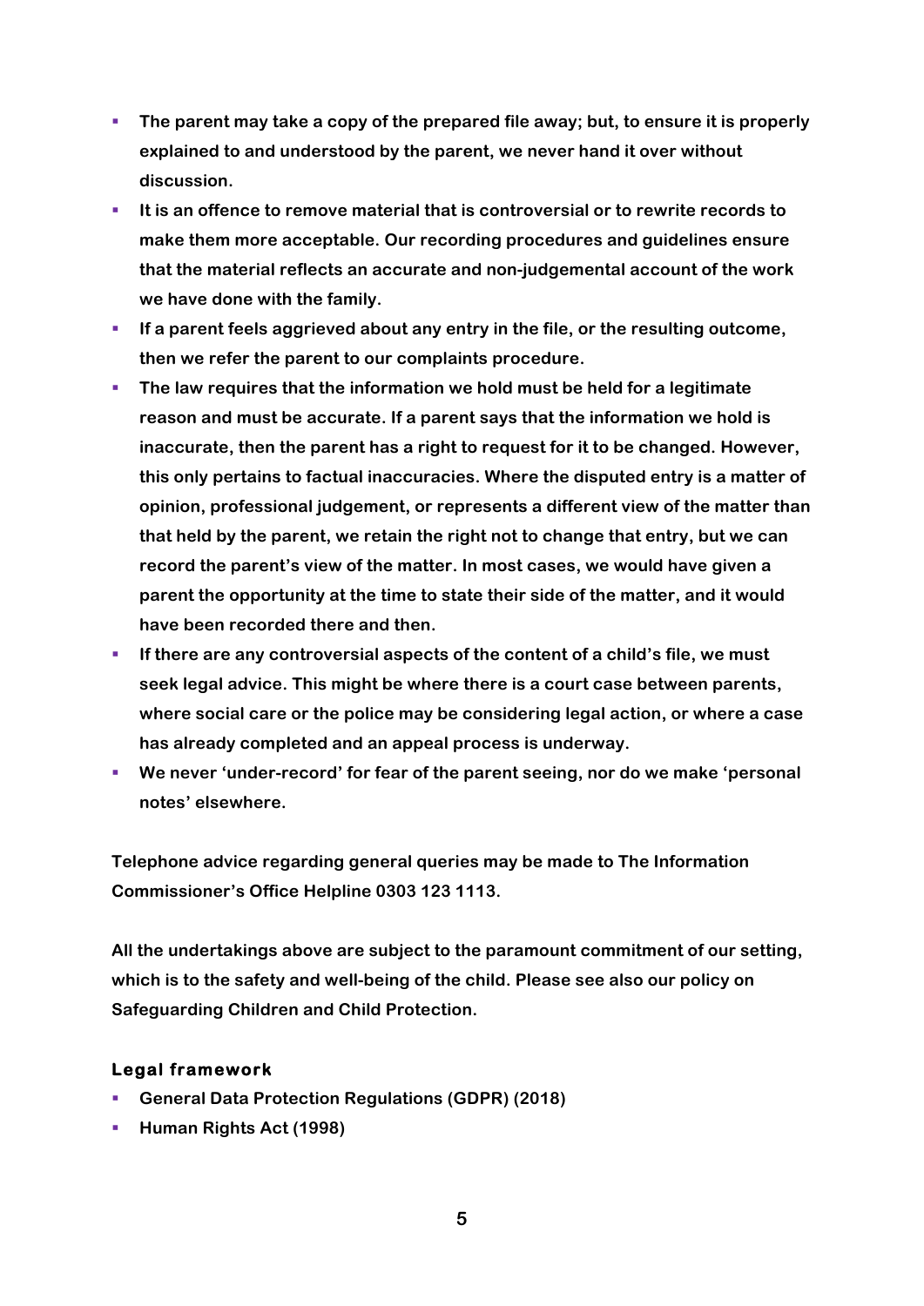- **The parent may take a copy of the prepared file away; but, to ensure it is properly explained to and understood by the parent, we never hand it over without discussion.**
- **It is an offence to remove material that is controversial or to rewrite records to make them more acceptable. Our recording procedures and guidelines ensure that the material reflects an accurate and non-judgemental account of the work we have done with the family.**
- **If a parent feels aggrieved about any entry in the file, or the resulting outcome, then we refer the parent to our complaints procedure.**
- **The law requires that the information we hold must be held for a legitimate reason and must be accurate. If a parent says that the information we hold is inaccurate, then the parent has a right to request for it to be changed. However, this only pertains to factual inaccuracies. Where the disputed entry is a matter of opinion, professional judgement, or represents a different view of the matter than that held by the parent, we retain the right not to change that entry, but we can record the parent's view of the matter. In most cases, we would have given a parent the opportunity at the time to state their side of the matter, and it would have been recorded there and then.**
- **If there are any controversial aspects of the content of a child's file, we must seek legal advice. This might be where there is a court case between parents, where social care or the police may be considering legal action, or where a case has already completed and an appeal process is underway.**
- **We never 'under-record' for fear of the parent seeing, nor do we make 'personal notes' elsewhere.**

**Telephone advice regarding general queries may be made to The Information Commissioner's Office Helpline 0303 123 1113.**

**All the undertakings above are subject to the paramount commitment of our setting, which is to the safety and well-being of the child. Please see also our policy on Safeguarding Children and Child Protection.**

### Legal framework

- **General Data Protection Regulations (GDPR) (2018)**
- **Human Rights Act (1998)**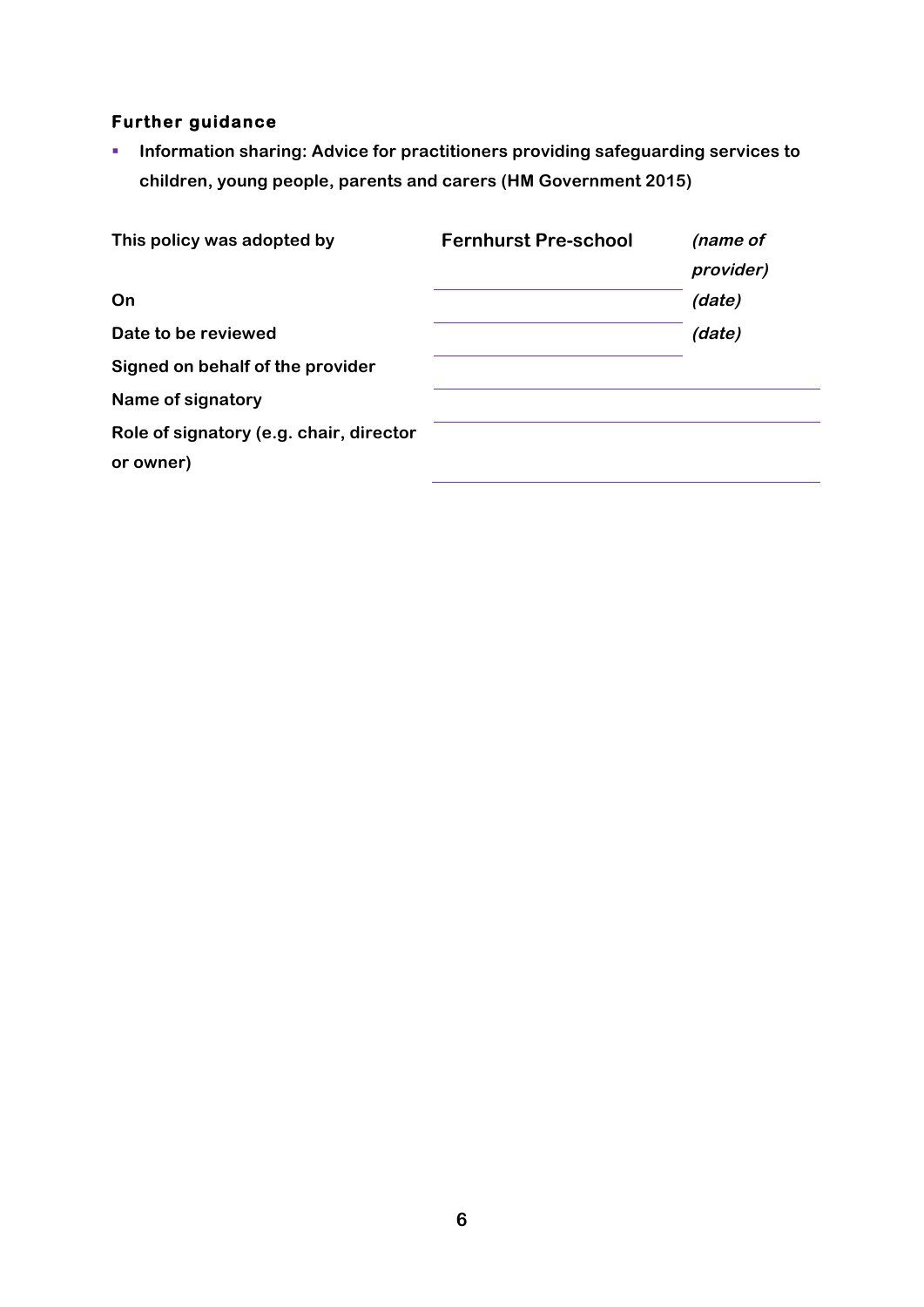### Further guidance

- **Information sharing: Advice for practitioners providing safeguarding services to children, young people, parents and carers (HM Government 2015)**

| | | |
|---|---|---|
| **This policy was adopted by** | **Fernhurst Pre-school** | ***(name of provider)*** |
| **On** | | ***(date)*** |
| **Date to be reviewed** | | ***(date)*** |
| **Signed on behalf of the provider** | | |
| **Name of signatory** | | |
| **Role of signatory (e.g. chair, director or owner)** | | |